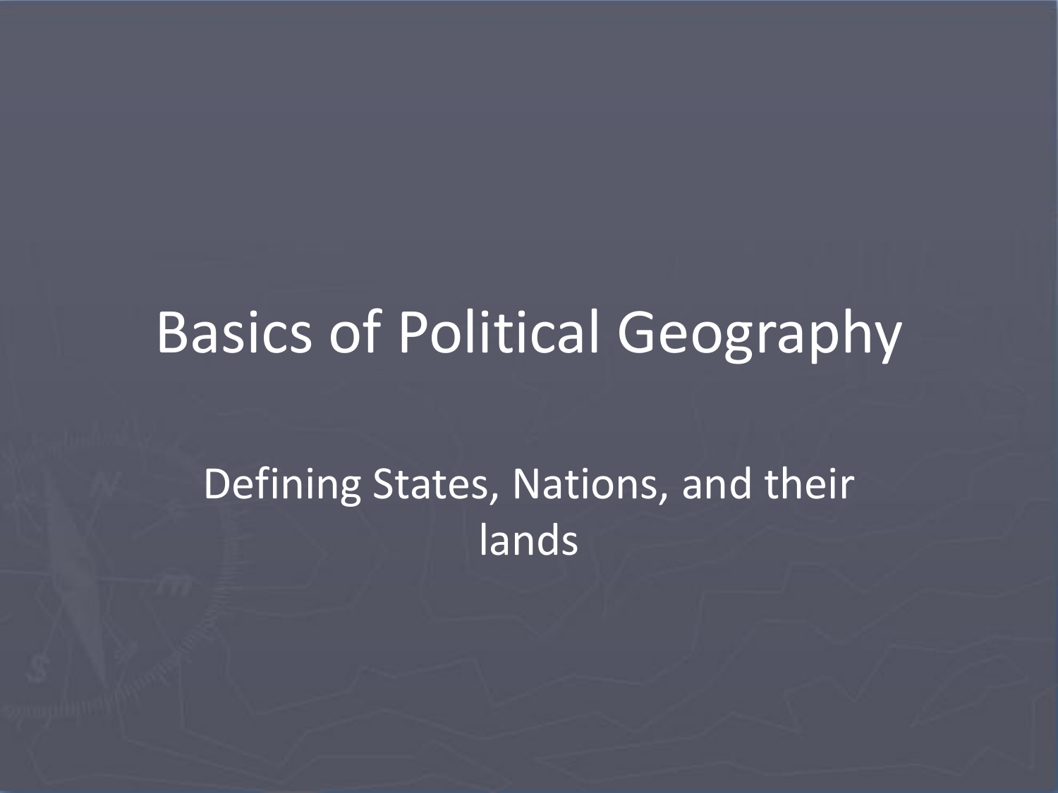# Basics of Political Geography

Defining States, Nations, and their lands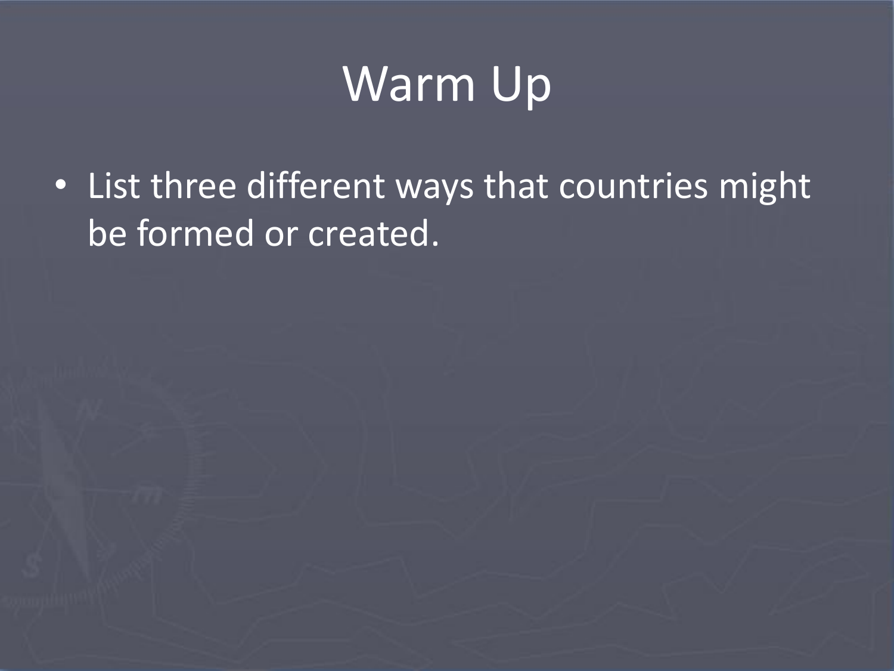# Warm Up

- List three different ways that countries might be formed or created.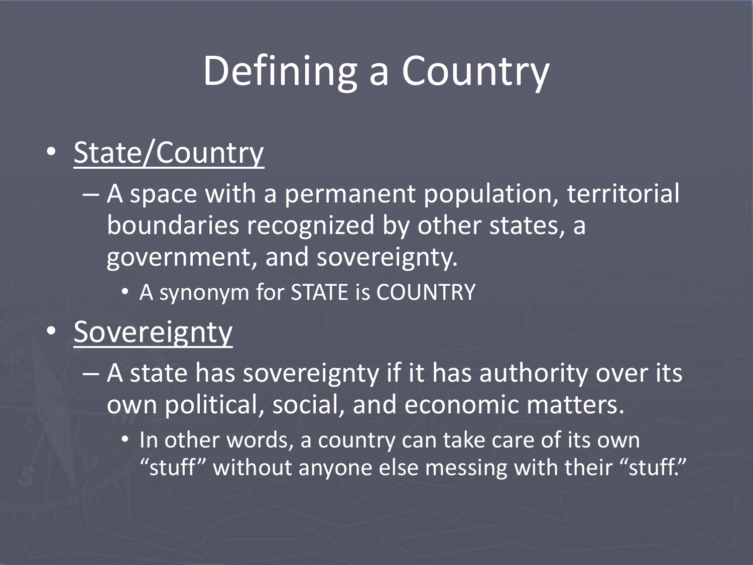# Defining a Country

- State/Country
  - A space with a permanent population, territorial boundaries recognized by other states, a government, and sovereignty.
    - A synonym for STATE is COUNTRY
- Sovereignty
  - A state has sovereignty if it has authority over its own political, social, and economic matters.
    - In other words, a country can take care of its own "stuff" without anyone else messing with their "stuff."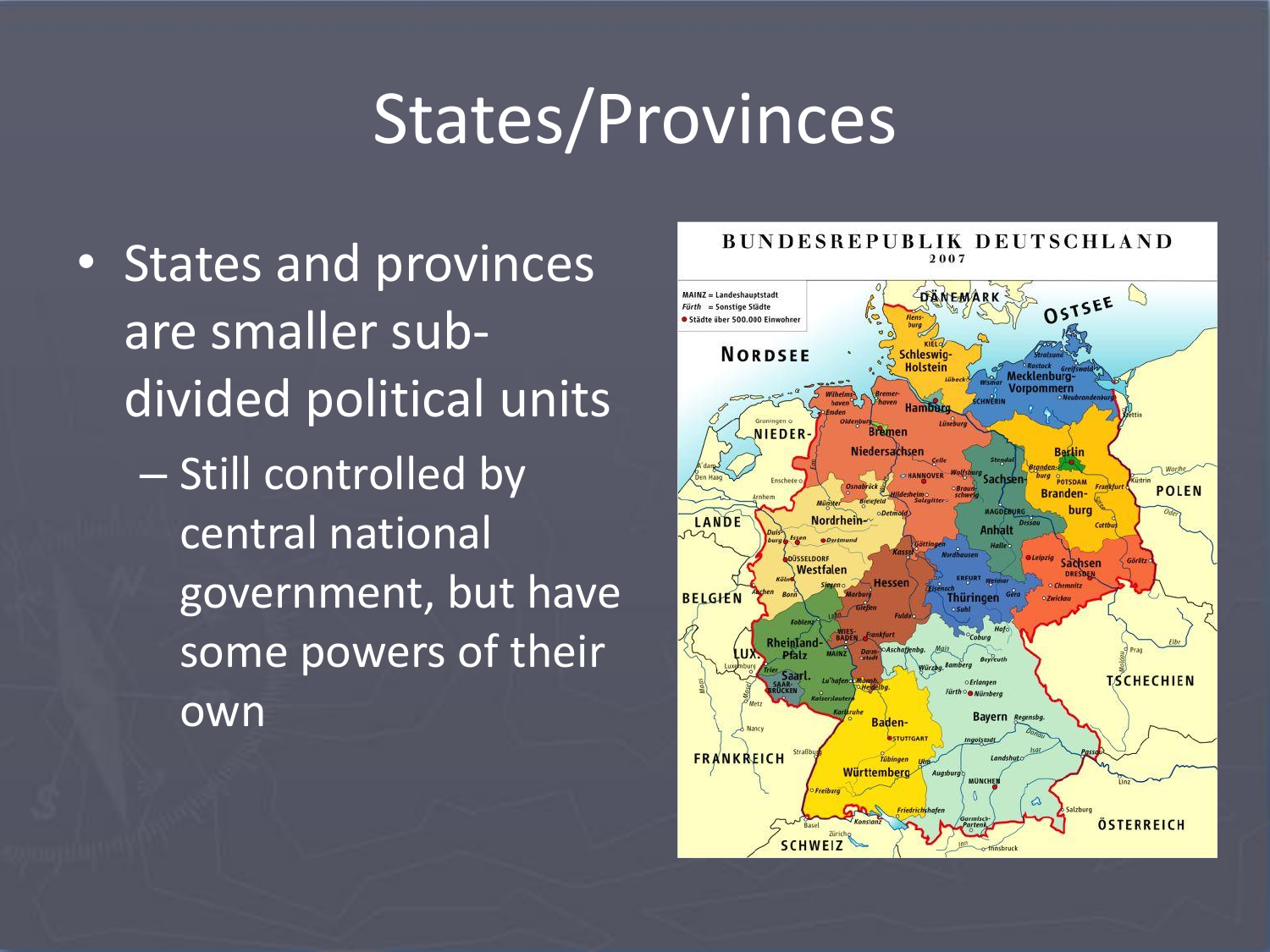# States/Provinces

- States and provinces are smaller sub-divided political units
  - Still controlled by central national government, but have some powers of their own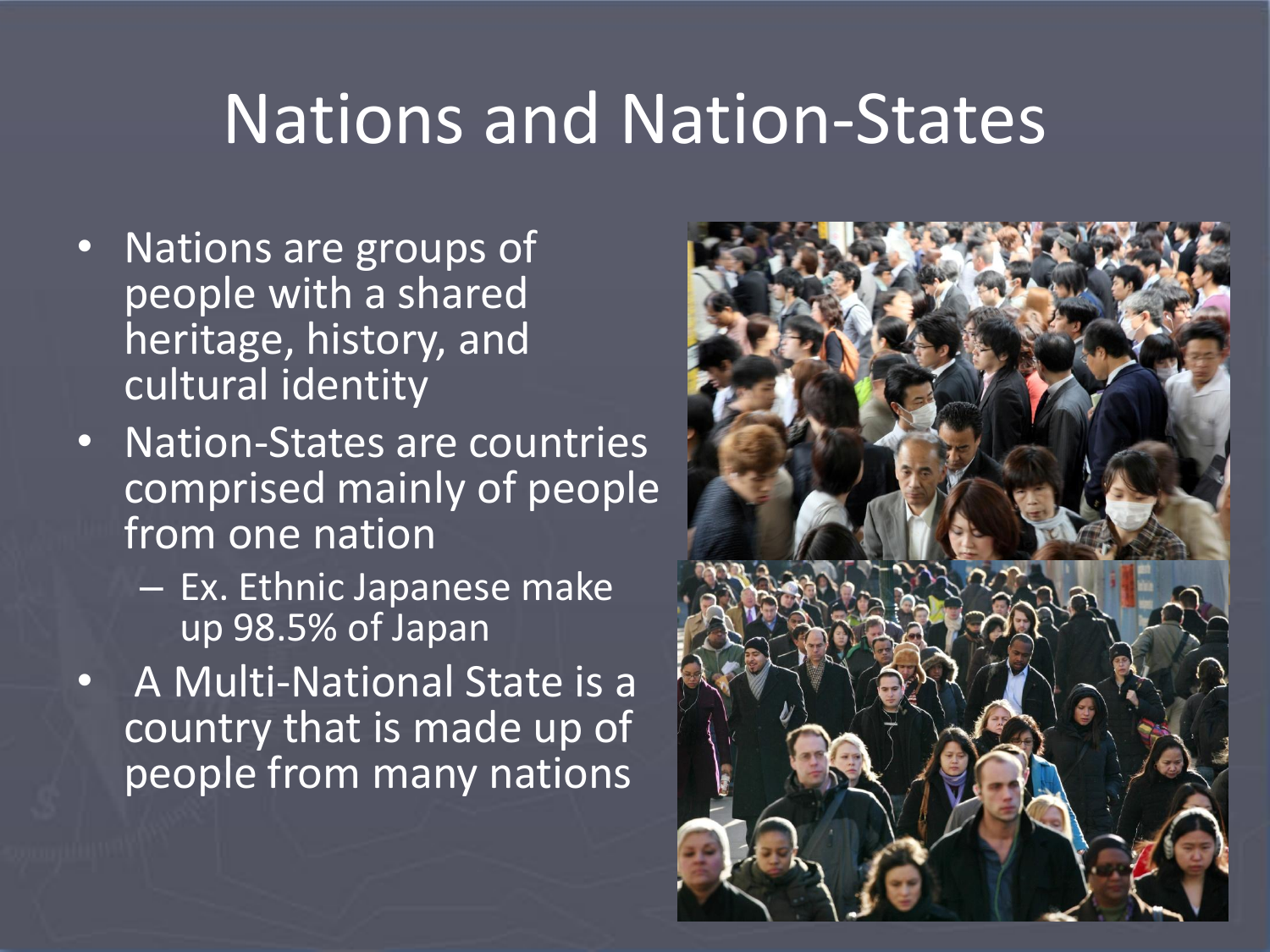# Nations and Nation-States

- Nations are groups of people with a shared heritage, history, and cultural identity
- Nation-States are countries comprised mainly of people from one nation
  - Ex. Ethnic Japanese make up 98.5% of Japan
- A Multi-National State is a country that is made up of people from many nations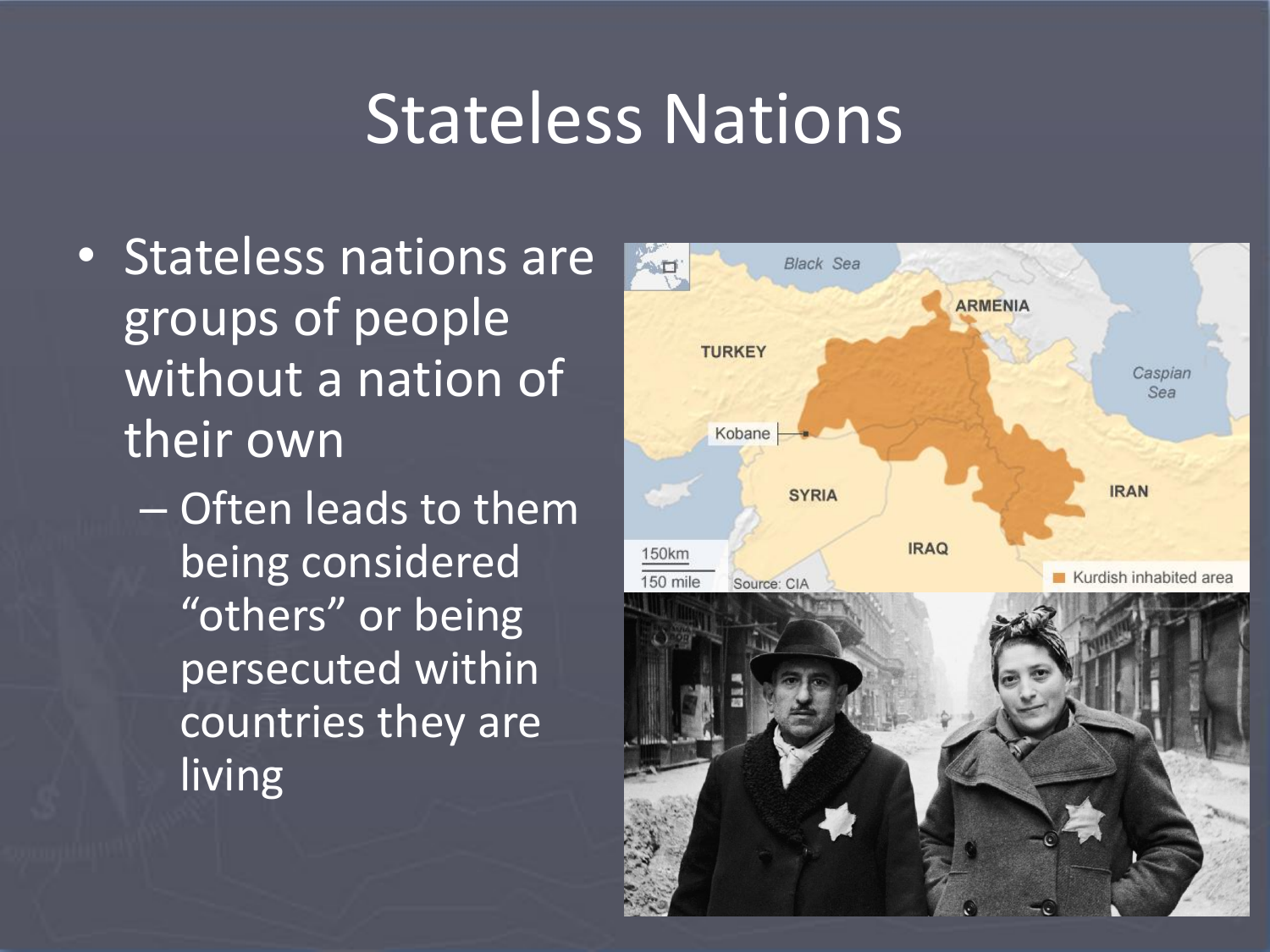# Stateless Nations

- Stateless nations are groups of people without a nation of their own
  - Often leads to them being considered “others” or being persecuted within countries they are living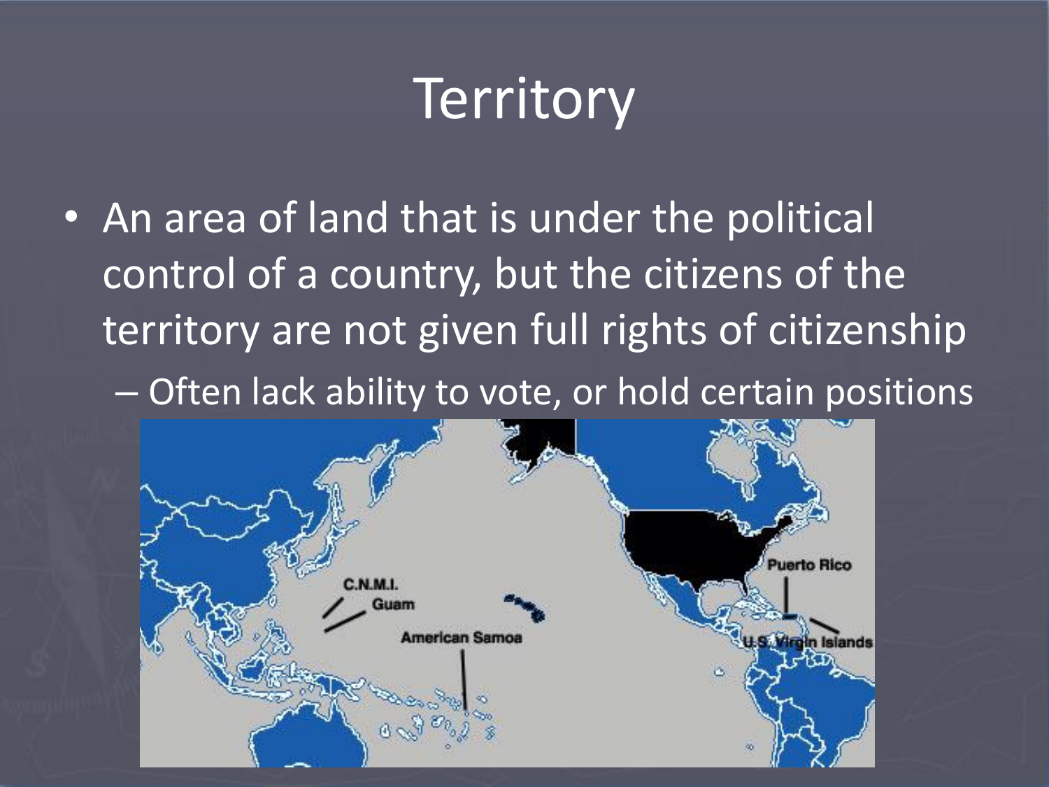# Territory

- An area of land that is under the political control of a country, but the citizens of the territory are not given full rights of citizenship
  - Often lack ability to vote, or hold certain positions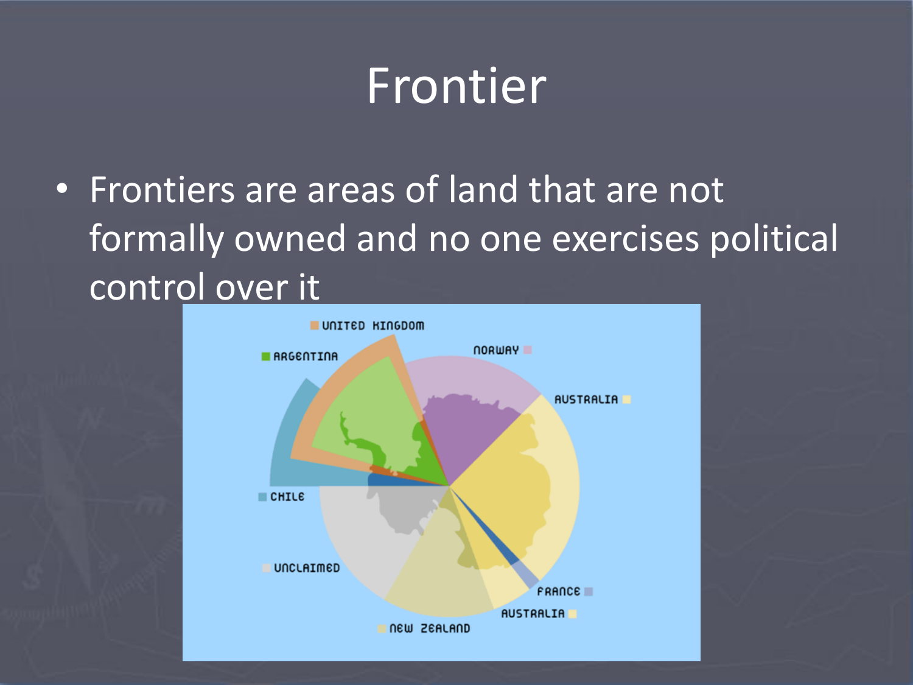# Frontier

- Frontiers are areas of land that are not formally owned and no one exercises political control over it

UNITED KINGDOM
ARGENTINA
NORWAY
AUSTRALIA
CHILE
UNCLAIMED
FRANCE
AUSTRALIA
NEW ZEALAND